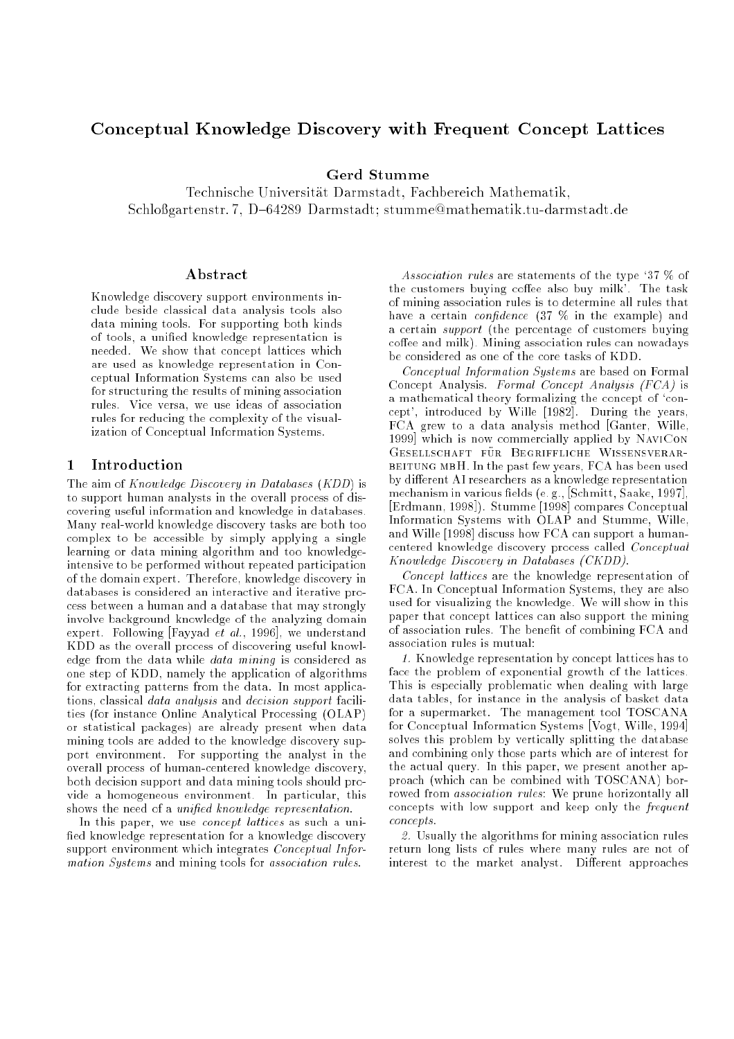# Conceptual Knowledge Discovery with Frequent Concept Lattices

**Gerd Stumme**

Technische Universität Darmstadt, Fachbereich Mathematik,
Schloßgartenstr. 7, D–64289 Darmstadt; stumme@mathematik.tu-darmstadt.de

## Abstract

Knowledge discovery support environments include beside classical data analysis tools also data mining tools. For supporting both kinds of tools, a unified knowledge representation is needed. We show that concept lattices which are used as knowledge representation in Conceptual Information Systems can also be used for structuring the results of mining association rules. Vice versa, we use ideas of association rules for reducing the complexity of the visualization of Conceptual Information Systems.

## 1 Introduction

The aim of *Knowledge Discovery in Databases* (*KDD*) is to support human analysts in the overall process of discovering useful information and knowledge in databases. Many real-world knowledge discovery tasks are both too complex to be accessible by simply applying a single learning or data mining algorithm and too knowledge-intensive to be performed without repeated participation of the domain expert. Therefore, knowledge discovery in databases is considered an interactive and iterative process between a human and a database that may strongly involve background knowledge of the analyzing domain expert. Following [Fayyad *et al.*, 1996], we understand KDD as the overall process of discovering useful knowledge from the data while *data mining* is considered as one step of KDD, namely the application of algorithms for extracting patterns from the data. In most applications, classical *data analysis* and *decision support* facilities (for instance Online Analytical Processing (OLAP) or statistical packages) are already present when data mining tools are added to the knowledge discovery support environment. For supporting the analyst in the overall process of human-centered knowledge discovery, both decision support and data mining tools should provide a homogeneous environment. In particular, this shows the need of a *unified knowledge representation*.

In this paper, we use *concept lattices* as such a unified knowledge representation for a knowledge discovery support environment which integrates *Conceptual Information Systems* and mining tools for *association rules*.

*Association rules* are statements of the type '37 % of the customers buying coffee also buy milk'. The task of mining association rules is to determine all rules that have a certain *confidence* (37 % in the example) and a certain *support* (the percentage of customers buying coffee and milk). Mining association rules can nowadays be considered as one of the core tasks of KDD.

*Conceptual Information Systems* are based on Formal Concept Analysis. *Formal Concept Analysis (FCA)* is a mathematical theory formalizing the concept of 'concept', introduced by Wille [1982]. During the years, FCA grew to a data analysis method [Ganter, Wille, 1999] which is now commercially applied by NaviCon Gesellschaft für Begriffliche Wissensverarbeitung mbH. In the past few years, FCA has been used by different AI researchers as a knowledge representation mechanism in various fields (e. g., [Schmitt, Saake, 1997], [Erdmann, 1998]). Stumme [1998] compares Conceptual Information Systems with OLAP and Stumme, Wille, and Wille [1998] discuss how FCA can support a human-centered knowledge discovery process called *Conceptual Knowledge Discovery in Databases (CKDD)*.

*Concept lattices* are the knowledge representation of FCA. In Conceptual Information Systems, they are also used for visualizing the knowledge. We will show in this paper that concept lattices can also support the mining of association rules. The benefit of combining FCA and association rules is mutual:

*1.* Knowledge representation by concept lattices has to face the problem of exponential growth of the lattices. This is especially problematic when dealing with large data tables, for instance in the analysis of basket data for a supermarket. The management tool TOSCANA for Conceptual Information Systems [Vogt, Wille, 1994] solves this problem by vertically splitting the database and combining only those parts which are of interest for the actual query. In this paper, we present another approach (which can be combined with TOSCANA) borrowed from *association rules*: We prune horizontally all concepts with low support and keep only the *frequent concepts*.

*2.* Usually the algorithms for mining association rules return long lists of rules where many rules are not of interest to the market analyst. Different approaches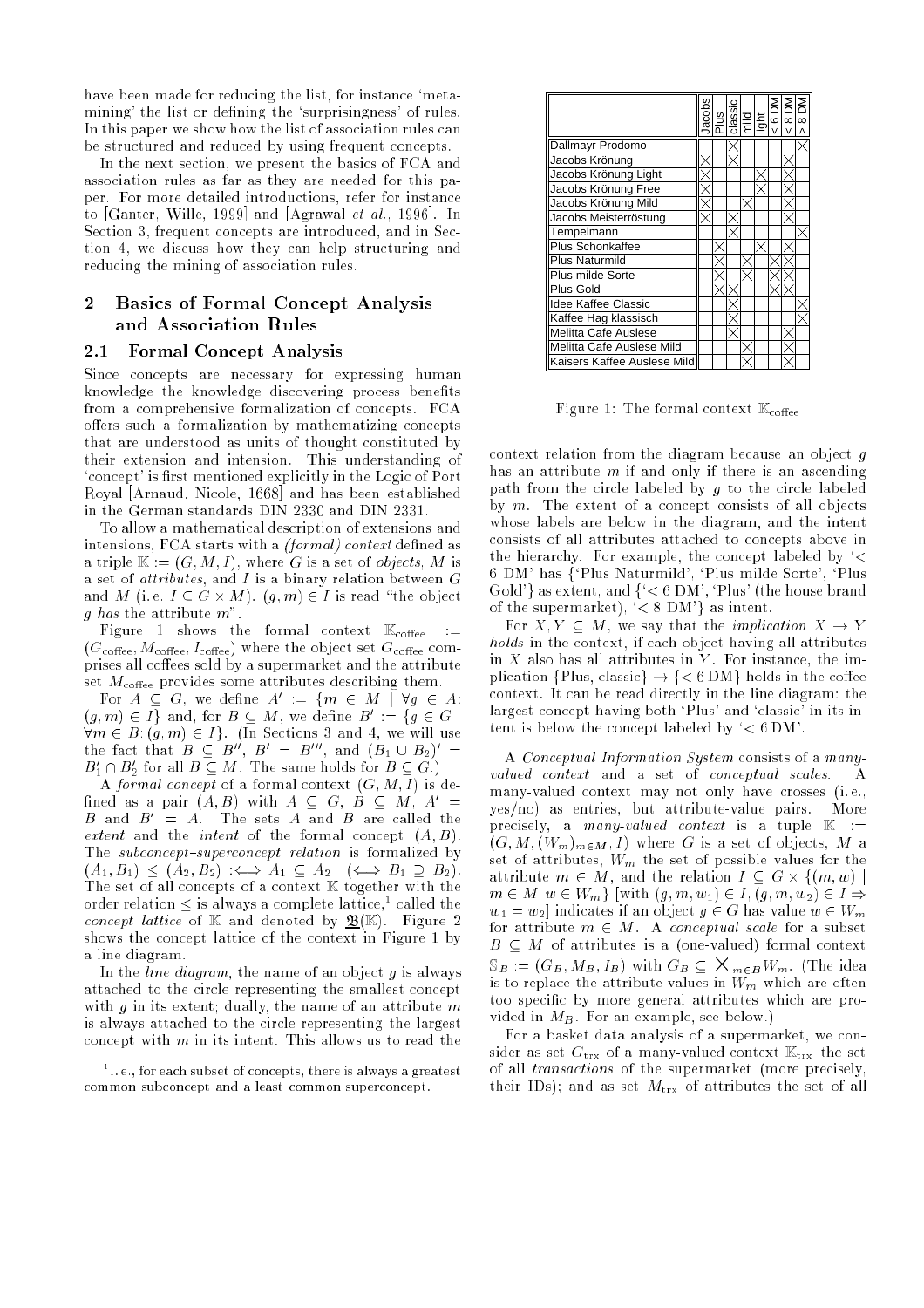have been made for reducing the list, for instance 'meta-mining' the list or defining the 'surprisingness' of rules. In this paper we show how the list of association rules can be structured and reduced by using frequent concepts.

In the next section, we present the basics of FCA and association rules as far as they are needed for this paper. For more detailed introductions, refer for instance to [Ganter, Wille, 1999] and [Agrawal *et al.*, 1996]. In Section 3, frequent concepts are introduced, and in Section 4, we discuss how they can help structuring and reducing the mining of association rules.

## 2 Basics of Formal Concept Analysis and Association Rules

### 2.1 Formal Concept Analysis

Since concepts are necessary for expressing human knowledge the knowledge discovering process benefits from a comprehensive formalization of concepts. FCA offers such a formalization by mathematizing concepts that are understood as units of thought constituted by their extension and intension. This understanding of 'concept' is first mentioned explicitly in the Logic of Port Royal [Arnaud, Nicole, 1668] and has been established in the German standards DIN 2330 and DIN 2331.

To allow a mathematical description of extensions and intensions, FCA starts with a *(formal) context* defined as a triple $\mathbb{K} := (G, M, I)$, where $G$ is a set of *objects*, $M$ is a set of *attributes*, and $I$ is a binary relation between $G$ and $M$ (i. e. $I \subseteq G \times M$). $(g, m) \in I$ is read "the object $g$ *has* the attribute $m$".

Figure 1 shows the formal context $\mathbb{K}_{\text{coffee}} := (G_{\text{coffee}}, M_{\text{coffee}}, I_{\text{coffee}})$ where the object set $G_{\text{coffee}}$ comprises all coffees sold by a supermarket and the attribute set $M_{\text{coffee}}$ provides some attributes describing them.

For $A \subseteq G$, we define $A' := \{m \in M \mid \forall g \in A\colon (g, m) \in I\}$ and, for $B \subseteq M$, we define $B' := \{g \in G \mid \forall m \in B\colon (g, m) \in I\}$. (In Sections 3 and 4, we will use the fact that $B \subseteq B''$, $B' = B'''$, and $(B_1 \cup B_2)' = B_1' \cap B_2'$ for all $B \subseteq M$. The same holds for $B \subseteq G$.)

A *formal concept* of a formal context $(G, M, I)$ is defined as a pair $(A, B)$ with $A \subseteq G$, $B \subseteq M$, $A' = B$ and $B' = A$. The sets $A$ and $B$ are called the *extent* and the *intent* of the formal concept $(A, B)$. The *subconcept–superconcept relation* is formalized by $(A_1, B_1) \leq (A_2, B_2) :\Longleftrightarrow A_1 \subseteq A_2 \quad (\Longleftrightarrow B_1 \supseteq B_2)$. The set of all concepts of a context $\mathbb{K}$ together with the order relation $\leq$ is always a complete lattice,[1] called the *concept lattice* of $\mathbb{K}$ and denoted by $\underline{\mathfrak{B}}(\mathbb{K})$. Figure 2 shows the concept lattice of the context in Figure 1 by a line diagram.

In the *line diagram*, the name of an object $g$ is always attached to the circle representing the smallest concept with $g$ in its extent; dually, the name of an attribute $m$ is always attached to the circle representing the largest concept with $m$ in its intent. This allows us to read the context relation from the diagram because an object $g$ has an attribute $m$ if and only if there is an ascending path from the circle labeled by $g$ to the circle labeled by $m$. The extent of a concept consists of all objects whose labels are below in the diagram, and the intent consists of all attributes attached to concepts above in the hierarchy. For example, the concept labeled by '< 6 DM' has {'Plus Naturmild', 'Plus milde Sorte', 'Plus Gold'} as extent, and {'< 6 DM', 'Plus' (the house brand of the supermarket), '< 8 DM'} as intent.

| | Jacobs | Plus | classic | mild | light | < 6 DM | < 8 DM | > 8 DM |
|---|---|---|---|---|---|---|---|---|
| Dallmayr Prodomo | | | × | | | | | × |
| Jacobs Krönung | × | | × | | | | × | |
| Jacobs Krönung Light | × | | | | × | | × | |
| Jacobs Krönung Free | × | | | | × | | × | |
| Jacobs Krönung Mild | × | | | × | | | × | |
| Jacobs Meisterröstung | × | | × | | | | × | |
| Tempelmann | | | × | | | | | × |
| Plus Schonkaffee | | × | | | × | | × | |
| Plus Naturmild | | × | | × | | × | × | |
| Plus milde Sorte | | × | | × | | × | × | |
| Plus Gold | | × | × | | | × | × | |
| Idee Kaffee Classic | | | × | | | | | × |
| Kaffee Hag klassisch | | | × | | | | | × |
| Melitta Cafe Auslese | | | × | | | | × | |
| Melitta Cafe Auslese Mild | | | | × | | | × | |
| Kaisers Kaffee Auslese Mild | | | | × | | | × | |

Figure 1: The formal context $\mathbb{K}_{\text{coffee}}$

For $X, Y \subseteq M$, we say that the *implication* $X \to Y$ *holds* in the context, if each object having all attributes in $X$ also has all attributes in $Y$. For instance, the implication $\{\text{Plus, classic}\} \to \{< 6\,\text{DM}\}$ holds in the coffee context. It can be read directly in the line diagram: the largest concept having both 'Plus' and 'classic' in its intent is below the concept labeled by '< 6 DM'.

A *Conceptual Information System* consists of a *many-valued context* and a set of *conceptual scales*. A many-valued context may not only have crosses (i. e., yes/no) as entries, but attribute-value pairs. More precisely, a *many-valued context* is a tuple $\mathbb{K} := (G, M, (W_m)_{m \in M}, I)$ where $G$ is a set of objects, $M$ a set of attributes, $W_m$ the set of possible values for the attribute $m \in M$, and the relation $I \subseteq G \times \{(m, w) \mid m \in M, w \in W_m\}$ [with $(g, m, w_1) \in I, (g, m, w_2) \in I \Rightarrow w_1 = w_2$] indicates if an object $g \in G$ has value $w \in W_m$ for attribute $m \in M$. A *conceptual scale* for a subset $B \subseteq M$ of attributes is a (one-valued) formal context $\mathbb{S}_B := (G_B, M_B, I_B)$ with $G_B \subseteq \times_{m \in B} W_m$. (The idea is to replace the attribute values in $W_m$ which are often too specific by more general attributes which are provided in $M_B$. For an example, see below.)

For a basket data analysis of a supermarket, we consider as set $G_{\text{trx}}$ of a many-valued context $\mathbb{K}_{\text{trx}}$ the set of all *transactions* of the supermarket (more precisely, their IDs); and as set $M_{\text{trx}}$ of attributes the set of all

[1] I. e., for each subset of concepts, there is always a greatest common subconcept and a least common superconcept.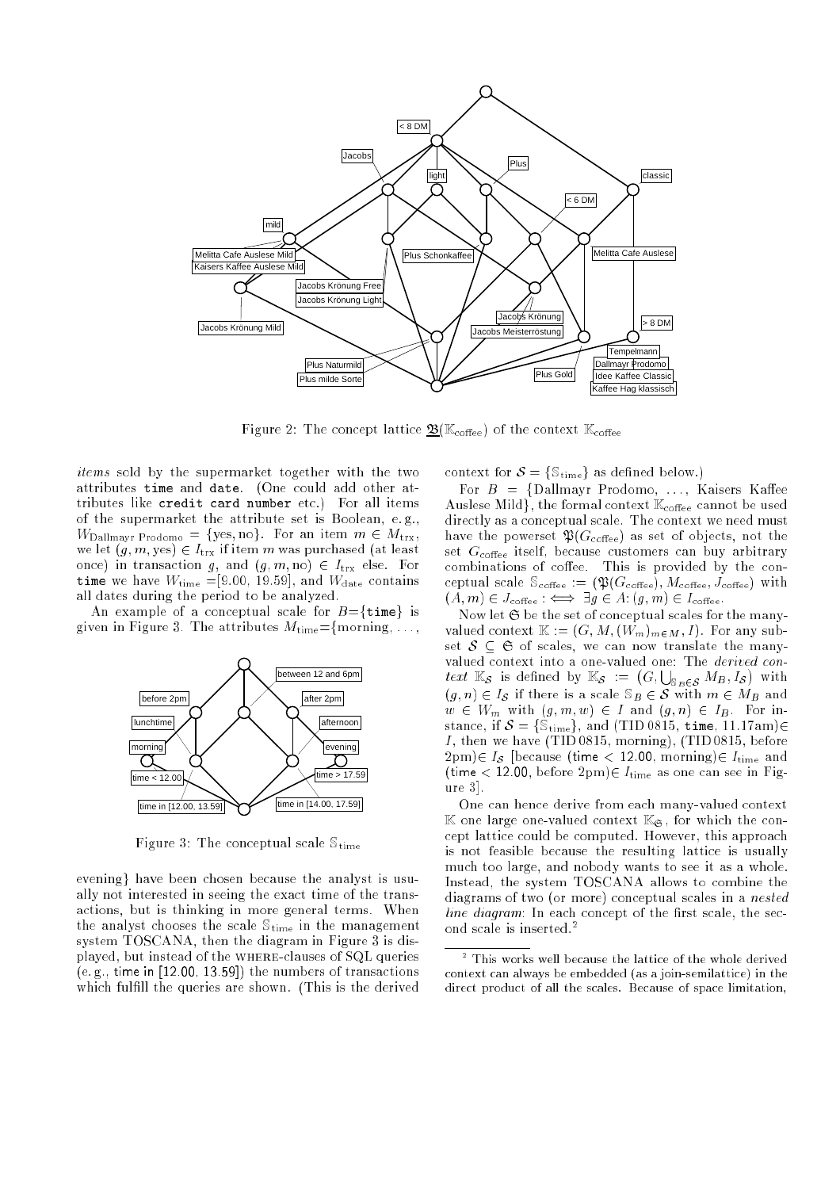Figure 2: The concept lattice $\underline{\mathfrak{B}}(\mathbb{K}_{\text{coffee}})$ of the context $\mathbb{K}_{\text{coffee}}$

*items* sold by the supermarket together with the two attributes `time` and `date`. (One could add other attributes like `credit card number` etc.) For all items of the supermarket the attribute set is Boolean, e. g., $W_{\text{Dallmayr Prodomo}} = \{\text{yes}, \text{no}\}$. For an item $m \in M_{\text{trx}}$, we let $(g, m, \text{yes}) \in I_{\text{trx}}$ if item $m$ was purchased (at least once) in transaction $g$, and $(g, m, \text{no}) \in I_{\text{trx}}$ else. For `time` we have $W_{\text{time}}$ =[9.00, 19.59], and $W_{\text{date}}$ contains all dates during the period to be analyzed.

An example of a conceptual scale for $B$={`time`} is given in Figure 3. The attributes $M_{\text{time}}$={morning, ..., evening} have been chosen because the analyst is usually not interested in seeing the exact time of the transactions, but is thinking in more general terms. When the analyst chooses the scale $\mathbb{S}_{\text{time}}$ in the management system TOSCANA, then the diagram in Figure 3 is displayed, but instead of the WHERE-clauses of SQL queries (e. g., time in [12.00, 13.59]) the numbers of transactions which fulfill the queries are shown. (This is the derived context for $\mathcal{S} = \{\mathbb{S}_{\text{time}}\}$ as defined below.)

Figure 3: The conceptual scale $\mathbb{S}_{\text{time}}$

For $B$ = {Dallmayr Prodomo, ..., Kaisers Kaffee Auslese Mild}, the formal context $\mathbb{K}_{\text{coffee}}$ cannot be used directly as a conceptual scale. The context we need must have the powerset $\mathfrak{P}(G_{\text{coffee}})$ as set of objects, not the set $G_{\text{coffee}}$ itself, because customers can buy arbitrary combinations of coffee. This is provided by the conceptual scale $\mathbb{S}_{\text{coffee}} := (\mathfrak{P}(G_{\text{coffee}}), M_{\text{coffee}}, J_{\text{coffee}})$ with $(A, m) \in J_{\text{coffee}} :\iff \exists g \in A\colon (g, m) \in I_{\text{coffee}}$.

Now let $\mathfrak{S}$ be the set of conceptual scales for the many-valued context $\mathbb{K} := (G, M, (W_m)_{m \in M}, I)$. For any subset $\mathcal{S} \subseteq \mathfrak{S}$ of scales, we can now translate the many-valued context into a one-valued one: The *derived context* $\mathbb{K}_{\mathcal{S}}$ is defined by $\mathbb{K}_{\mathcal{S}} := \left(G, \bigcup_{\mathbb{S}_B \in \mathcal{S}} M_B, I_{\mathcal{S}}\right)$ with $(g, n) \in I_{\mathcal{S}}$ if there is a scale $\mathbb{S}_B \in \mathcal{S}$ with $m \in M_B$ and $w \in W_m$ with $(g, m, w) \in I$ and $(g, n) \in I_B$. For instance, if $\mathcal{S} = \{\mathbb{S}_{\text{time}}\}$, and (TID 0815, `time`, 11.17am)$\in I$, then we have (TID 0815, morning), (TID 0815, before 2pm)$\in I_{\mathcal{S}}$ [because (time < 12.00, morning)$\in I_{\text{time}}$ and (time < 12.00, before 2pm)$\in I_{\text{time}}$ as one can see in Figure 3].

One can hence derive from each many-valued context $\mathbb{K}$ one large one-valued context $\mathbb{K}_{\mathfrak{S}}$, for which the concept lattice could be computed. However, this approach is not feasible because the resulting lattice is usually much too large, and nobody wants to see it as a whole. Instead, the system TOSCANA allows to combine the diagrams of two (or more) conceptual scales in a *nested line diagram*: In each concept of the first scale, the second scale is inserted.[2]

[2] This works well because the lattice of the whole derived context can always be embedded (as a join-semilattice) in the direct product of all the scales. Because of space limitation,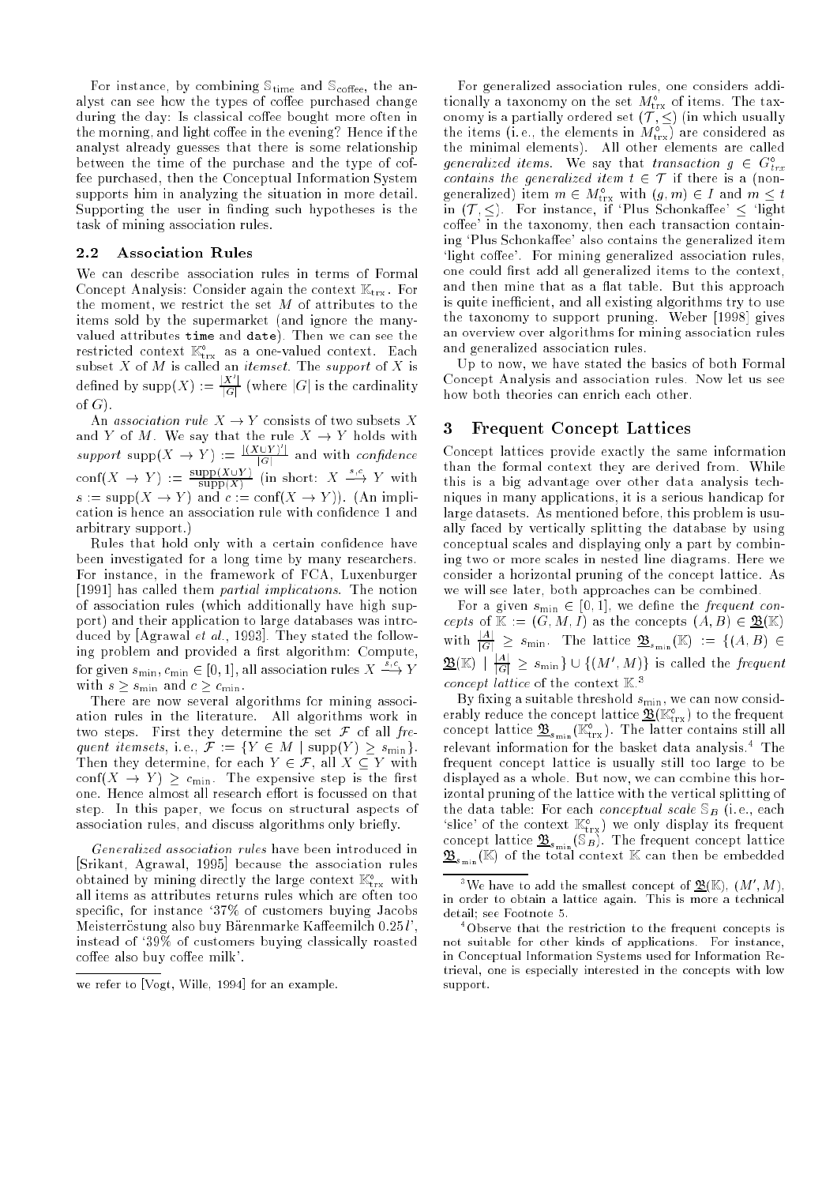For instance, by combining $\mathbb{S}_{\text{time}}$ and $\mathbb{S}_{\text{coffee}}$, the analyst can see how the types of coffee purchased change during the day: Is classical coffee bought more often in the morning, and light coffee in the evening? Hence if the analyst already guesses that there is some relationship between the time of the purchase and the type of coffee purchased, then the Conceptual Information System supports him in analyzing the situation in more detail. Supporting the user in finding such hypotheses is the task of mining association rules.

### 2.2 Association Rules

We can describe association rules in terms of Formal Concept Analysis: Consider again the context $\mathbb{K}_{\text{trx}}$. For the moment, we restrict the set $M$ of attributes to the items sold by the supermarket (and ignore the many-valued attributes `time` and `date`). Then we can see the restricted context $\mathbb{K}^{\circ}_{\text{trx}}$ as a one-valued context. Each subset $X$ of $M$ is called an *itemset*. The *support* of $X$ is defined by $\text{supp}(X) := \frac{|X'|}{|G|}$ (where $|G|$ is the cardinality of $G$).

An *association rule* $X \rightarrow Y$ consists of two subsets $X$ and $Y$ of $M$. We say that the rule $X \rightarrow Y$ holds with *support* $\text{supp}(X \rightarrow Y) := \frac{|(X \cup Y)'|}{|G|}$ and with *confidence* $\text{conf}(X \rightarrow Y) := \frac{\text{supp}(X \cup Y)}{\text{supp}(X)}$ (in short: $X \xrightarrow{s,c} Y$ with $s := \text{supp}(X \rightarrow Y)$ and $c := \text{conf}(X \rightarrow Y)$). (An implication is hence an association rule with confidence 1 and arbitrary support.)

Rules that hold only with a certain confidence have been investigated for a long time by many researchers. For instance, in the framework of FCA, Luxenburger [1991] has called them *partial implications*. The notion of association rules (which additionally have high support) and their application to large databases was introduced by [Agrawal *et al.*, 1993]. They stated the following problem and provided a first algorithm: Compute, for given $s_{\min}, c_{\min} \in [0,1]$, all association rules $X \xrightarrow{s,c} Y$ with $s \geq s_{\min}$ and $c \geq c_{\min}$.

There are now several algorithms for mining association rules in the literature. All algorithms work in two steps. First they determine the set $\mathcal{F}$ of all *frequent itemsets*, i.e., $\mathcal{F} := \{Y \in M \mid \text{supp}(Y) \geq s_{\min}\}$. Then they determine, for each $Y \in \mathcal{F}$, all $X \subseteq Y$ with $\text{conf}(X \rightarrow Y) \geq c_{\min}$. The expensive step is the first one. Hence almost all research effort is focussed on that step. In this paper, we focus on structural aspects of association rules, and discuss algorithms only briefly.

*Generalized association rules* have been introduced in [Srikant, Agrawal, 1995] because the association rules obtained by mining directly the large context $\mathbb{K}^{\circ}_{\text{trx}}$ with all items as attributes returns rules which are often too specific, for instance '37% of customers buying Jacobs Meisterröstung also buy Bärenmarke Kaffeemilch 0.25$l$', instead of '39% of customers buying classically roasted coffee also buy coffee milk'.

we refer to [Vogt, Wille, 1994] for an example.

For generalized association rules, one considers additionally a taxonomy on the set $M^{\circ}_{\text{trx}}$ of items. The taxonomy is a partially ordered set $(\mathcal{T}, \leq)$ (in which usually the items (i.e., the elements in $M^{\circ}_{\text{trx}}$) are considered as the minimal elements). All other elements are called *generalized items*. We say that *transaction* $g \in G^{\circ}_{trx}$ *contains the generalized item* $t \in \mathcal{T}$ if there is a (non-generalized) item $m \in M^{\circ}_{\text{trx}}$ with $(g, m) \in I$ and $m \leq t$ in $(\mathcal{T}, \leq)$. For instance, if 'Plus Schonkaffee' $\leq$ 'light coffee' in the taxonomy, then each transaction containing 'Plus Schonkaffee' also contains the generalized item 'light coffee'. For mining generalized association rules, one could first add all generalized items to the context, and then mine that as a flat table. But this approach is quite inefficient, and all existing algorithms try to use the taxonomy to support pruning. Weber [1998] gives an overview over algorithms for mining association rules and generalized association rules.

Up to now, we have stated the basics of both Formal Concept Analysis and association rules. Now let us see how both theories can enrich each other.

## 3 Frequent Concept Lattices

Concept lattices provide exactly the same information than the formal context they are derived from. While this is a big advantage over other data analysis techniques in many applications, it is a serious handicap for large datasets. As mentioned before, this problem is usually faced by vertically splitting the database by using conceptual scales and displaying only a part by combining two or more scales in nested line diagrams. Here we consider a horizontal pruning of the concept lattice. As we will see later, both approaches can be combined.

For a given $s_{\min} \in [0,1]$, we define the *frequent concepts* of $\mathbb{K} := (G, M, I)$ as the concepts $(A, B) \in \underline{\mathfrak{B}}(\mathbb{K})$ with $\frac{|A|}{|G|} \geq s_{\min}$. The lattice $\underline{\mathfrak{B}}_{s_{\min}}(\mathbb{K}) := \{(A, B) \in \underline{\mathfrak{B}}(\mathbb{K}) \mid \frac{|A|}{|G|} \geq s_{\min}\} \cup \{(M', M)\}$ is called the *frequent concept lattice* of the context $\mathbb{K}$.[3]

By fixing a suitable threshold $s_{\min}$, we can now considerably reduce the concept lattice $\underline{\mathfrak{B}}(\mathbb{K}^{\circ}_{\text{trx}})$ to the frequent concept lattice $\underline{\mathfrak{B}}_{s_{\min}}(\mathbb{K}^{\circ}_{\text{trx}})$. The latter contains still all relevant information for the basket data analysis.[4] The frequent concept lattice is usually still too large to be displayed as a whole. But now, we can combine this horizontal pruning of the lattice with the vertical splitting of the data table: For each *conceptual scale* $\mathbb{S}_B$ (i.e., each 'slice' of the context $\mathbb{K}^{\circ}_{\text{trx}}$) we only display its frequent concept lattice $\underline{\mathfrak{B}}_{s_{\min}}(\mathbb{S}_B)$. The frequent concept lattice $\underline{\mathfrak{B}}_{s_{\min}}(\mathbb{K})$ of the total context $\mathbb{K}$ can then be embedded

[3] We have to add the smallest concept of $\underline{\mathfrak{B}}(\mathbb{K})$, $(M', M)$, in order to obtain a lattice again. This is more a technical detail; see Footnote 5.

[4] Observe that the restriction to the frequent concepts is not suitable for other kinds of applications. For instance, in Conceptual Information Systems used for Information Retrieval, one is especially interested in the concepts with low support.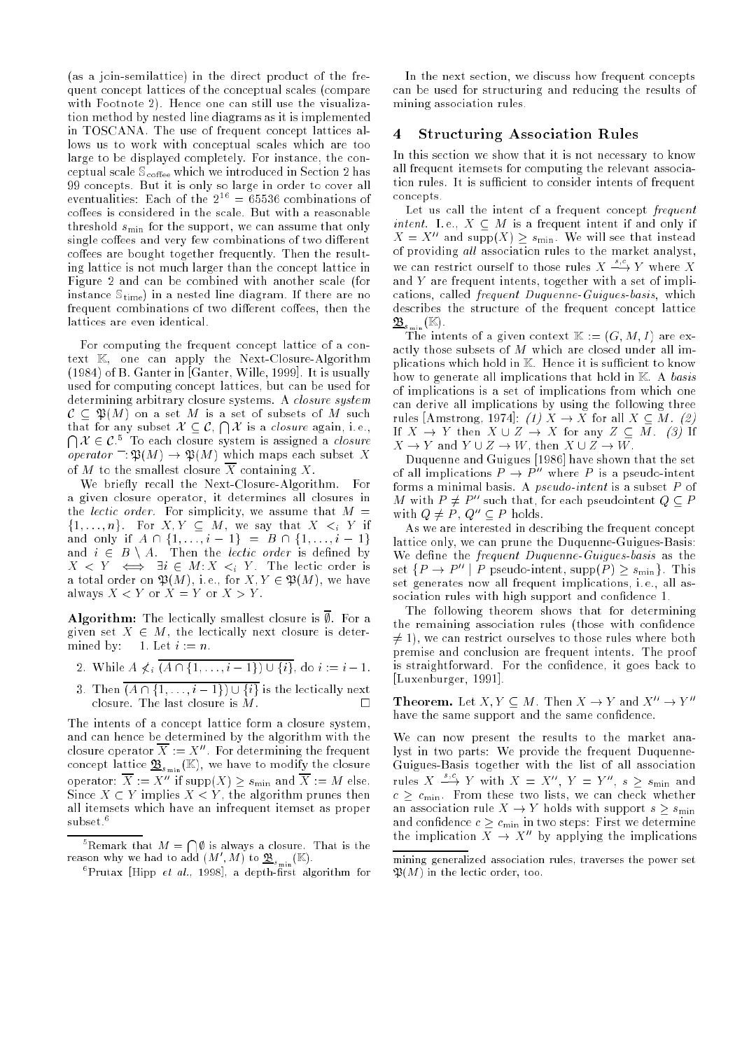(as a join-semilattice) in the direct product of the frequent concept lattices of the conceptual scales (compare with Footnote 2). Hence one can still use the visualization method by nested line diagrams as it is implemented in TOSCANA. The use of frequent concept lattices allows us to work with conceptual scales which are too large to be displayed completely. For instance, the conceptual scale $\mathbb{S}_{\text{coffee}}$ which we introduced in Section 2 has 99 concepts. But it is only so large in order to cover all eventualities: Each of the $2^{16} = 65536$ combinations of coffees is considered in the scale. But with a reasonable threshold $s_{\min}$ for the support, we can assume that only single coffees and very few combinations of two different coffees are bought together frequently. Then the resulting lattice is not much larger than the concept lattice in Figure 2 and can be combined with another scale (for instance $\mathbb{S}_{\text{time}}$) in a nested line diagram. If there are no frequent combinations of two different coffees, then the lattices are even identical.

For computing the frequent concept lattice of a context $\mathbb{K}$, one can apply the Next-Closure-Algorithm (1984) of B. Ganter in [Ganter, Wille, 1999]. It is usually used for computing concept lattices, but can be used for determining arbitrary closure systems. A *closure system* $\mathcal{C} \subseteq \mathfrak{P}(M)$ on a set $M$ is a set of subsets of $M$ such that for any subset $\mathcal{X} \subseteq \mathcal{C}$, $\bigcap \mathcal{X}$ is a *closure* again, i.e., $\bigcap \mathcal{X} \in \mathcal{C}$.[5] To each closure system is assigned a *closure operator* $\overline{\phantom{X}}: \mathfrak{P}(M) \to \mathfrak{P}(M)$ which maps each subset $X$ of $M$ to the smallest closure $\overline{X}$ containing $X$.

We briefly recall the Next-Closure-Algorithm. For a given closure operator, it determines all closures in the *lectic order*. For simplicity, we assume that $M = \{1, \ldots, n\}$. For $X, Y \subseteq M$, we say that $X <_i Y$ if and only if $A \cap \{1, \ldots, i-1\} = B \cap \{1, \ldots, i-1\}$ and $i \in B \setminus A$. Then the *lectic order* is defined by $X < Y \iff \exists i \in M: X <_i Y$. The lectic order is a total order on $\mathfrak{P}(M)$, i.e., for $X, Y \in \mathfrak{P}(M)$, we have always $X < Y$ or $X = Y$ or $X > Y$.

**Algorithm:** The lectically smallest closure is $\overline{\emptyset}$. For a given set $X \in M$, the lectically next closure is determined by:

1. Let $i := n$.
2. While $A \not<_i \overline{(A \cap \{1, \ldots, i-1\}) \cup \{i\}}$, do $i := i - 1$.
3. Then $\overline{(A \cap \{1, \ldots, i-1\}) \cup \{i\}}$ is the lectically next closure. The last closure is $M$. □

The intents of a concept lattice form a closure system, and can hence be determined by the algorithm with the closure operator $\overline{X} := X''$. For determining the frequent concept lattice $\underline{\mathfrak{B}}_{s_{\min}}(\mathbb{K})$, we have to modify the closure operator: $\overline{X} := X''$ if $\text{supp}(X) \geq s_{\min}$ and $\overline{X} := M$ else. Since $X \subset Y$ implies $X < Y$, the algorithm prunes then all itemsets which have an infrequent itemset as proper subset.[6]

In the next section, we discuss how frequent concepts can be used for structuring and reducing the results of mining association rules.

## 4 Structuring Association Rules

In this section we show that it is not necessary to know all frequent itemsets for computing the relevant association rules. It is sufficient to consider intents of frequent concepts.

Let us call the intent of a frequent concept *frequent intent*. I.e., $X \subseteq M$ is a frequent intent if and only if $X = X''$ and $\text{supp}(X) \geq s_{\min}$. We will see that instead of providing *all* association rules to the market analyst, we can restrict ourself to those rules $X \xrightarrow{s,c} Y$ where $X$ and $Y$ are frequent intents, together with a set of implications, called *frequent Duquenne-Guigues-basis*, which describes the structure of the frequent concept lattice $\underline{\mathfrak{B}}_{s_{\min}}(\mathbb{K})$.

The intents of a given context $\mathbb{K} := (G, M, I)$ are exactly those subsets of $M$ which are closed under all implications which hold in $\mathbb{K}$. Hence it is sufficient to know how to generate all implications that hold in $\mathbb{K}$. A *basis* of implications is a set of implications from which one can derive all implications by using the following three rules [Amstrong, 1974]: *(1)* $X \to X$ for all $X \subseteq M$. *(2)* If $X \to Y$ then $X \cup Z \to X$ for any $Z \subseteq M$. *(3)* If $X \to Y$ and $Y \cup Z \to W$, then $X \cup Z \to W$.

Duquenne and Guigues [1986] have shown that the set of all implications $P \to P''$ where $P$ is a pseudo-intent forms a minimal basis. A *pseudo-intent* is a subset $P$ of $M$ with $P \neq P''$ such that, for each pseudointent $Q \subseteq P$ with $Q \neq P$, $Q'' \subseteq P$ holds.

As we are interested in describing the frequent concept lattice only, we can prune the Duquenne-Guigues-Basis: We define the *frequent Duquenne-Guigues-basis* as the set $\{P \to P'' \mid P \text{ pseudo-intent}, \text{supp}(P) \geq s_{\min}\}$. This set generates now all frequent implications, i.e., all association rules with high support and confidence 1.

The following theorem shows that for determining the remaining association rules (those with confidence $\neq 1$), we can restrict ourselves to those rules where both premise and conclusion are frequent intents. The proof is straightforward. For the confidence, it goes back to [Luxenburger, 1991].

**Theorem.** Let $X, Y \subseteq M$. Then $X \to Y$ and $X'' \to Y''$ have the same support and the same confidence.

We can now present the results to the market analyst in two parts: We provide the frequent Duquenne-Guigues-Basis together with the list of all association rules $X \xrightarrow{s,c} Y$ with $X = X''$, $Y = Y''$, $s \geq s_{\min}$ and $c \geq c_{\min}$. From these two lists, we can check whether an association rule $X \to Y$ holds with support $s \geq s_{\min}$ and confidence $c \geq c_{\min}$ in two steps: First we determine the implication $X \to X''$ by applying the implications

[5] Remark that $M = \bigcap \emptyset$ is always a closure. That is the reason why we had to add $(M', M)$ to $\underline{\mathfrak{B}}_{s_{\min}}(\mathbb{K})$.

[6] Prutax [Hipp *et al.*, 1998], a depth-first algorithm for mining generalized association rules, traverses the power set $\mathfrak{P}(M)$ in the lectic order, too.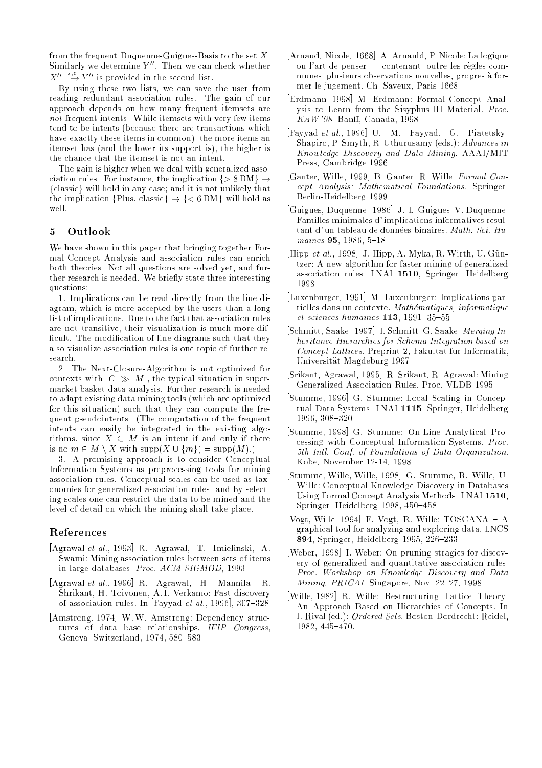from the frequent Duquenne-Guigues-Basis to the set $X$. Similarly we determine $Y''$. Then we can check whether $X'' \xrightarrow{s,c} Y''$ is provided in the second list.

By using these two lists, we can save the user from reading redundant association rules. The gain of our approach depends on how many frequent itemsets are *not* frequent intents. While itemsets with very few items tend to be intents (because there are transactions which have exactly these items in common), the more items an itemset has (and the lower its support is), the higher is the chance that the itemset is not an intent.

The gain is higher when we deal with generalized association rules. For instance, the implication $\{> 8\,\text{DM}\} \to \{\text{classic}\}$ will hold in any case; and it is not unlikely that the implication $\{\text{Plus, classic}\} \to \{< 6\,\text{DM}\}$ will hold as well.

## 5 Outlook

We have shown in this paper that bringing together Formal Concept Analysis and association rules can enrich both theories. Not all questions are solved yet, and further research is needed. We briefly state three interesting questions:

1. Implications can be read directly from the line diagram, which is more accepted by the users than a long list of implications. Due to the fact that association rules are not transitive, their visualization is much more difficult. The modification of line diagrams such that they also visualize association rules is one topic of further research.

2. The Next-Closure-Algorithm is not optimized for contexts with $|G| \gg |M|$, the typical situation in supermarket basket data analysis. Further research is needed to adapt existing data mining tools (which are optimized for this situation) such that they can compute the frequent pseudointents. (The computation of the frequent intents can easily be integrated in the existing algorithms, since $X \subseteq M$ is an intent if and only if there is no $m \in M \setminus X$ with $\text{supp}(X \cup \{m\}) = \text{supp}(M)$.)

3. A promising approach is to consider Conceptual Information Systems as preprocessing tools for mining association rules. Conceptual scales can be used as taxonomies for generalized association rules; and by selecting scales one can restrict the data to be mined and the level of detail on which the mining shall take place.

## References

[Agrawal *et al.*, 1993] R. Agrawal, T. Imielinski, A. Swami: Mining association rules between sets of items in large databases. *Proc. ACM SIGMOD*, 1993

[Agrawal *et al.*, 1996] R. Agrawal, H. Mannila, R. Shrikant, H. Toivonen, A.I. Verkamo: Fast discovery of association rules. In [Fayyad *et al.*, 1996], 307–328

[Amstrong, 1974] W.W. Amstrong: Dependency structures of data base relationships. *IFIP Congress*, Geneva, Switzerland, 1974, 580–583

[Arnaud, Nicole, 1668] A. Arnauld, P. Nicole: La logique ou l'art de penser — contenant, outre les règles communes, plusieurs observations nouvelles, propres à former le jugement. Ch. Saveux, Paris 1668

[Erdmann, 1998] M. Erdmann: Formal Concept Analysis to Learn from the Sisyphus-III Material. *Proc. KAW '98*, Banff, Canada, 1998

[Fayyad *et al.*, 1996] U. M. Fayyad, G. Piatetsky-Shapiro, P. Smyth, R. Uthurusamy (eds.): *Advances in Knowledge Discovery and Data Mining.* AAAI/MIT Press, Cambridge 1996.

[Ganter, Wille, 1999] B. Ganter, R. Wille: *Formal Concept Analysis: Mathematical Foundations.* Springer, Berlin-Heidelberg 1999

[Guigues, Duquenne, 1986] J.-L. Guigues, V. Duquenne: Familles minimales d'implications informatives resultant d'un tableau de données binaires. *Math. Sci. Humaines* **95**, 1986, 5–18

[Hipp *et al.*, 1998] J. Hipp, A. Myka, R. Wirth, U. Güntzer: A new algorithm for faster mining of generalized association rules. LNAI **1510**, Springer, Heidelberg 1998

[Luxenburger, 1991] M. Luxenburger: Implications partielles dans un contexte. *Mathématiques, informatique et sciences humaines* **113**, 1991, 35–55

[Schmitt, Saake, 1997] I. Schmitt, G. Saake: *Merging Inheritance Hierarchies for Schema Integration based on Concept Lattices.* Preprint 2, Fakultät für Informatik, Universität Magdeburg 1997

[Srikant, Agrawal, 1995] R. Srikant, R. Agrawal: Mining Generalized Association Rules, Proc. VLDB 1995

[Stumme, 1996] G. Stumme: Local Scaling in Conceptual Data Systems. LNAI **1115**, Springer, Heidelberg 1996, 308–320

[Stumme, 1998] G. Stumme: On-Line Analytical Processing with Conceptual Information Systems. *Proc. 5th Intl. Conf. of Foundations of Data Organization.* Kobe, November 12-14, 1998

[Stumme, Wille, Wille, 1998] G. Stumme, R. Wille, U. Wille: Conceptual Knowledge Discovery in Databases Using Formal Concept Analysis Methods. LNAI **1510**, Springer, Heidelberg 1998, 450–458

[Vogt, Wille, 1994] F. Vogt, R. Wille: TOSCANA – A graphical tool for analyzing and exploring data. LNCS **894**, Springer, Heidelberg 1995, 226–233

[Weber, 1998] I. Weber: On pruning stragies for discovery of generalized and quantitative association rules. *Proc. Workshop on Knowledge Discovery and Data Mining, PRICAI.* Singapore, Nov. 22–27, 1998

[Wille, 1982] R. Wille: Restructuring Lattice Theory: An Approach Based on Hierarchies of Concepts. In I. Rival (ed.): *Ordered Sets.* Boston-Dordrecht: Reidel, 1982, 445–470.